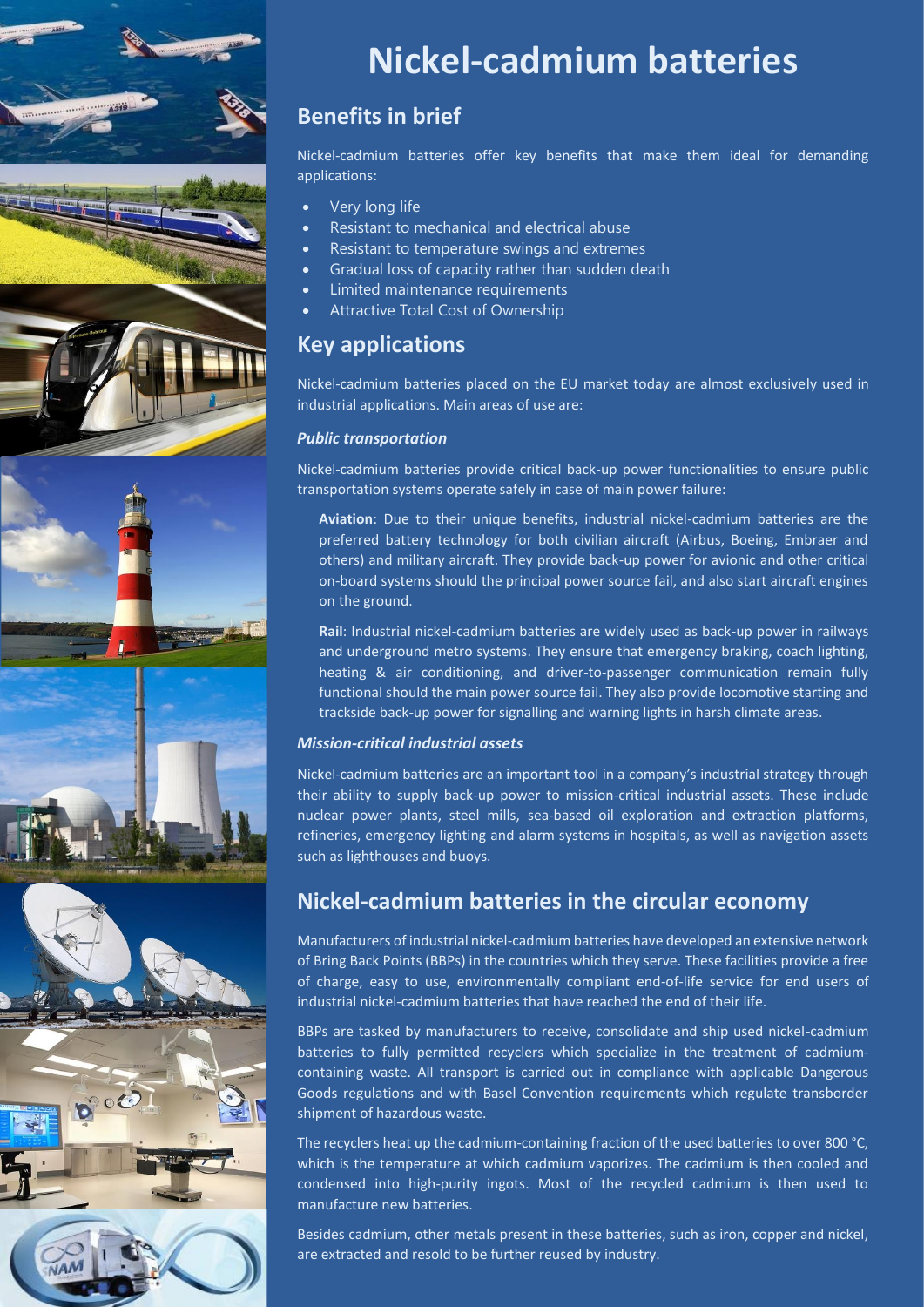# Nickel-cadmium batteries

## Benefits in brief

Nickel-cadmium batteries offer key benefits that make them ideal for demanding applications:

- Very long life
- Resistant to mechanical and electrical abuse
- Resistant to temperature swings and extremes
- Gradual loss of capacity rather than sudden death
- Limited maintenance requirements
- Attractive Total Cost of Ownership

## Key applications

Nickel-cadmium batteries placed on the EU market today are almost exclusively used in industrial applications. Main areas of use are:

### *Public transportation*

Nickel-cadmium batteries provide critical back-up power functionalities to ensure public transportation systems operate safely in case of main power failure:

**Aviation**: Due to their unique benefits, industrial nickel-cadmium batteries are the preferred battery technology for both civilian aircraft (Airbus, Boeing, Embraer and others) and military aircraft. They provide back-up power for avionic and other critical on-board systems should the principal power source fail, and also start aircraft engines on the ground.

**Rail**: Industrial nickel-cadmium batteries are widely used as back-up power in railways and underground metro systems. They ensure that emergency braking, coach lighting, heating & air conditioning, and driver-to-passenger communication remain fully functional should the main power source fail. They also provide locomotive starting and trackside back-up power for signalling and warning lights in harsh climate areas.

### *Mission-critical industrial assets*

Nickel-cadmium batteries are an important tool in a company's industrial strategy through their ability to supply back-up power to mission-critical industrial assets. These include nuclear power plants, steel mills, sea-based oil exploration and extraction platforms, refineries, emergency lighting and alarm systems in hospitals, as well as navigation assets such as lighthouses and buoys.

## Nickel-cadmium batteries in the circular economy

Manufacturers of industrial nickel-cadmium batteries have developed an extensive network of Bring Back Points (BBPs) in the countries which they serve. These facilities provide a free of charge, easy to use, environmentally compliant end-of-life service for end users of industrial nickel-cadmium batteries that have reached the end of their life.

BBPs are tasked by manufacturers to receive, consolidate and ship used nickel-cadmium batteries to fully permitted recyclers which specialize in the treatment of cadmium-containing waste. All transport is carried out in compliance with applicable Dangerous Goods regulations and with Basel Convention requirements which regulate transborder shipment of hazardous waste.

The recyclers heat up the cadmium-containing fraction of the used batteries to over 800 °C, which is the temperature at which cadmium vaporizes. The cadmium is then cooled and condensed into high-purity ingots. Most of the recycled cadmium is then used to manufacture new batteries.

Besides cadmium, other metals present in these batteries, such as iron, copper and nickel, are extracted and resold to be further reused by industry.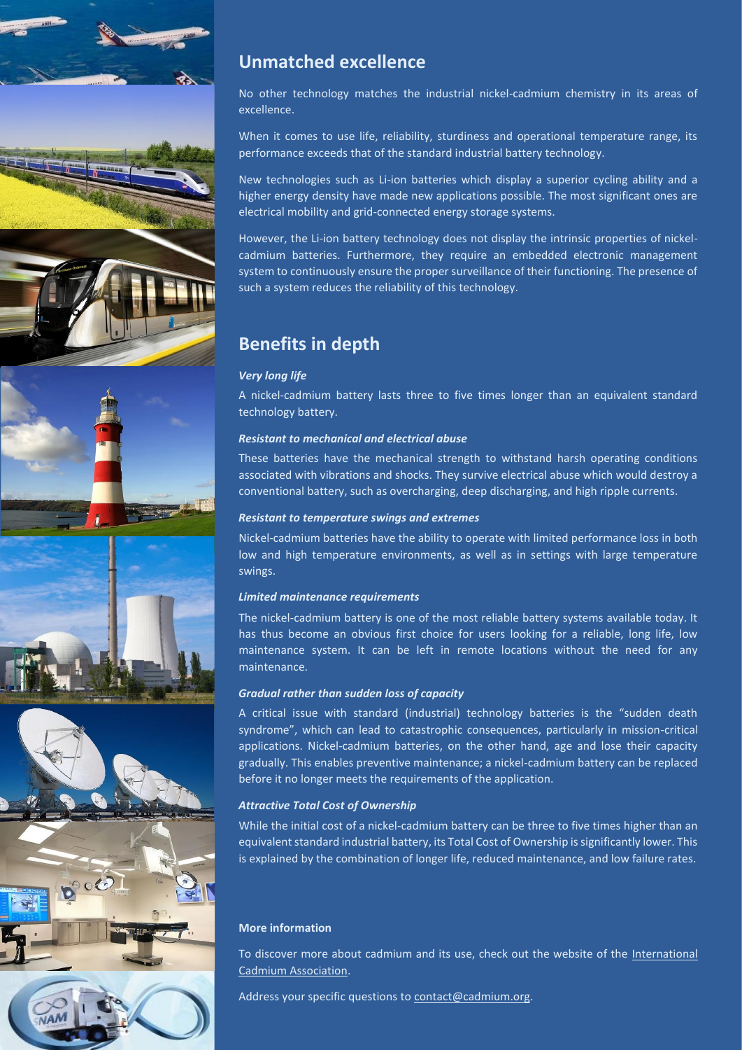## Unmatched excellence

No other technology matches the industrial nickel-cadmium chemistry in its areas of excellence.

When it comes to use life, reliability, sturdiness and operational temperature range, its performance exceeds that of the standard industrial battery technology.

New technologies such as Li-ion batteries which display a superior cycling ability and a higher energy density have made new applications possible. The most significant ones are electrical mobility and grid-connected energy storage systems.

However, the Li-ion battery technology does not display the intrinsic properties of nickel-cadmium batteries. Furthermore, they require an embedded electronic management system to continuously ensure the proper surveillance of their functioning. The presence of such a system reduces the reliability of this technology.

## Benefits in depth

***Very long life***

A nickel-cadmium battery lasts three to five times longer than an equivalent standard technology battery.

***Resistant to mechanical and electrical abuse***

These batteries have the mechanical strength to withstand harsh operating conditions associated with vibrations and shocks. They survive electrical abuse which would destroy a conventional battery, such as overcharging, deep discharging, and high ripple currents.

***Resistant to temperature swings and extremes***

Nickel-cadmium batteries have the ability to operate with limited performance loss in both low and high temperature environments, as well as in settings with large temperature swings.

***Limited maintenance requirements***

The nickel-cadmium battery is one of the most reliable battery systems available today. It has thus become an obvious first choice for users looking for a reliable, long life, low maintenance system. It can be left in remote locations without the need for any maintenance.

***Gradual rather than sudden loss of capacity***

A critical issue with standard (industrial) technology batteries is the “sudden death syndrome”, which can lead to catastrophic consequences, particularly in mission-critical applications. Nickel-cadmium batteries, on the other hand, age and lose their capacity gradually. This enables preventive maintenance; a nickel-cadmium battery can be replaced before it no longer meets the requirements of the application.

***Attractive Total Cost of Ownership***

While the initial cost of a nickel-cadmium battery can be three to five times higher than an equivalent standard industrial battery, its Total Cost of Ownership is significantly lower. This is explained by the combination of longer life, reduced maintenance, and low failure rates.

**More information**

To discover more about cadmium and its use, check out the website of the International Cadmium Association.

Address your specific questions to contact@cadmium.org.